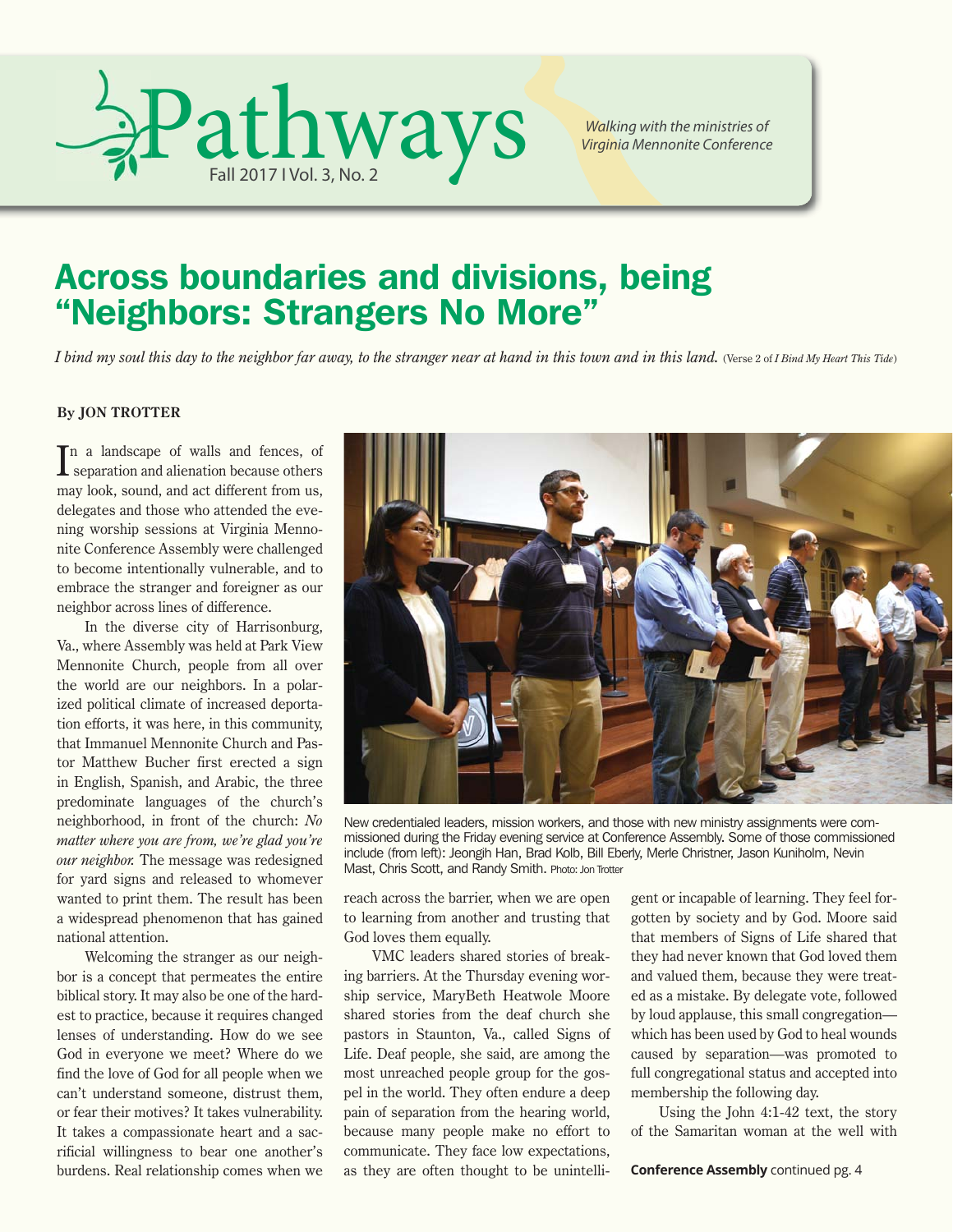# Pathways

Fall 2017 I Vol. 3, No. 2

*Walking with the ministries of Virginia Mennonite Conference*

## Across boundaries and divisions, being "Neighbors: Strangers No More"

*I bind my soul this day to the neighbor far away, to the stranger near at hand in this town and in this land.* (Verse 2 of *I Bind My Heart This Tide*)

**By JON TROTTER**

In a landscape of walls and fences, of separation and alienation because others may look, sound, and act different from us, delegates and those who attended the evening worship sessions at Virginia Mennonite Conference Assembly were challenged to become intentionally vulnerable, and to embrace the stranger and foreigner as our neighbor across lines of difference.

In the diverse city of Harrisonburg, Va., where Assembly was held at Park View Mennonite Church, people from all over the world are our neighbors. In a polarized political climate of increased deportation efforts, it was here, in this community, that Immanuel Mennonite Church and Pastor Matthew Bucher first erected a sign in English, Spanish, and Arabic, the three predominate languages of the church's neighborhood, in front of the church: *No matter where you are from, we're glad you're our neighbor.* The message was redesigned for yard signs and released to whomever wanted to print them. The result has been a widespread phenomenon that has gained national attention.

Welcoming the stranger as our neighbor is a concept that permeates the entire biblical story. It may also be one of the hardest to practice, because it requires changed lenses of understanding. How do we see God in everyone we meet? Where do we find the love of God for all people when we can't understand someone, distrust them, or fear their motives? It takes vulnerability. It takes a compassionate heart and a sacrificial willingness to bear one another's burdens. Real relationship comes when we reach across the barrier, when we are open to learning from another and trusting that God loves them equally.

New credentialed leaders, mission workers, and those with new ministry assignments were commissioned during the Friday evening service at Conference Assembly. Some of those commissioned include (from left): Jeongih Han, Brad Kolb, Bill Eberly, Merle Christner, Jason Kuniholm, Nevin Mast, Chris Scott, and Randy Smith. Photo: Jon Trotter

VMC leaders shared stories of breaking barriers. At the Thursday evening worship service, MaryBeth Heatwole Moore shared stories from the deaf church she pastors in Staunton, Va., called Signs of Life. Deaf people, she said, are among the most unreached people group for the gospel in the world. They often endure a deep pain of separation from the hearing world, because many people make no effort to communicate. They face low expectations, as they are often thought to be unintelligent or incapable of learning. They feel forgotten by society and by God. Moore said that members of Signs of Life shared that they had never known that God loved them and valued them, because they were treated as a mistake. By delegate vote, followed by loud applause, this small congregation—which has been used by God to heal wounds caused by separation—was promoted to full congregational status and accepted into membership the following day.

Using the John 4:1-42 text, the story of the Samaritan woman at the well with

**Conference Assembly** continued pg. 4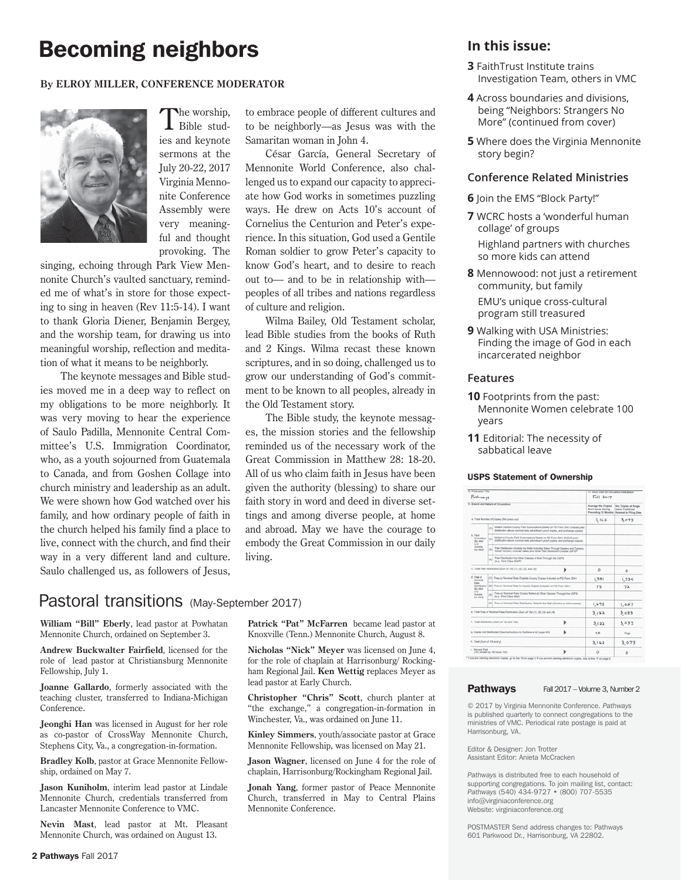# Becoming neighbors

**By ELROY MILLER, CONFERENCE MODERATOR**

The worship, Bible studies and keynote sermons at the July 20-22, 2017 Virginia Mennonite Conference Assembly were very meaningful and thought provoking. The singing, echoing through Park View Mennonite Church's vaulted sanctuary, reminded me of what's in store for those expecting to sing in heaven (Rev 11:5-14). I want to thank Gloria Diener, Benjamin Bergey, and the worship team, for drawing us into meaningful worship, reflection and meditation of what it means to be neighborly.

The keynote messages and Bible studies moved me in a deep way to reflect on my obligations to be more neighborly. It was very moving to hear the experience of Saulo Padilla, Mennonite Central Committee's U.S. Immigration Coordinator, who, as a youth sojourned from Guatemala to Canada, and from Goshen Collage into church ministry and leadership as an adult. We were shown how God watched over his family, and how ordinary people of faith in the church helped his family find a place to live, connect with the church, and find their way in a very different land and culture. Saulo challenged us, as followers of Jesus, to embrace people of different cultures and to be neighborly—as Jesus was with the Samaritan woman in John 4.

César García, General Secretary of Mennonite World Conference, also challenged us to expand our capacity to appreciate how God works in sometimes puzzling ways. He drew on Acts 10's account of Cornelius the Centurion and Peter's experience. In this situation, God used a Gentile Roman soldier to grow Peter's capacity to know God's heart, and to desire to reach out to— and to be in relationship with— peoples of all tribes and nations regardless of culture and religion.

Wilma Bailey, Old Testament scholar, lead Bible studies from the books of Ruth and 2 Kings. Wilma recast these known scriptures, and in so doing, challenged us to grow our understanding of God's commitment to be known to all peoples, already in the Old Testament story.

The Bible study, the keynote messages, the mission stories and the fellowship reminded us of the necessary work of the Great Commission in Matthew 28: 18-20. All of us who claim faith in Jesus have been given the authority (blessing) to share our faith story in word and deed in diverse settings and among diverse people, at home and abroad. May we have the courage to embody the Great Commission in our daily living.

## Pastoral transitions (May-September 2017)

**William "Bill" Eberly**, lead pastor at Powhatan Mennonite Church, ordained on September 3.

**Andrew Buckwalter Fairfield**, licensed for the role of lead pastor at Christiansburg Mennonite Fellowship, July 1.

**Joanne Gallardo**, formerly associated with the teaching cluster, transferred to Indiana-Michigan Conference.

**Jeonghi Han** was licensed in August for her role as co-pastor of CrossWay Mennonite Church, Stephens City, Va., a congregation-in-formation.

**Bradley Kolb**, pastor at Grace Mennonite Fellowship, ordained on May 7.

**Jason Kuniholm**, interim lead pastor at Lindale Mennonite Church, credentials transferred from Lancaster Mennonite Conference to VMC.

**Nevin Mast**, lead pastor at Mt. Pleasant Mennonite Church, was ordained on August 13.

**Patrick "Pat" McFarren** became lead pastor at Knoxville (Tenn.) Mennonite Church, August 8.

**Nicholas "Nick" Meyer** was licensed on June 4, for the role of chaplain at Harrisonburg/ Rockingham Regional Jail. **Ken Wettig** replaces Meyer as lead pastor at Early Church.

**Christopher "Chris" Scott**, church planter at "the exchange," a congregation-in-formation in Winchester, Va., was ordained on June 11.

**Kinley Simmers**, youth/associate pastor at Grace Mennonite Fellowship, was licensed on May 21.

**Jason Wagner**, licensed on June 4 for the role of chaplain, Harrisonburg/Rockingham Regional Jail.

**Jonah Yang**, former pastor of Peace Mennonite Church, transferred in May to Central Plains Mennonite Conference.

## In this issue:

- **3** FaithTrust Institute trains Investigation Team, others in VMC
- **4** Across boundaries and divisions, being "Neighbors: Strangers No More" (continued from cover)
- **5** Where does the Virginia Mennonite story begin?

### Conference Related Ministries

- **6** Join the EMS "Block Party!"
- **7** WCRC hosts a 'wonderful human collage' of groups
  
  Highland partners with churches so more kids can attend
- **8** Mennowood: not just a retirement community, but family
  
  EMU's unique cross-cultural program still treasured
- **9** Walking with USA Ministries: Finding the image of God in each incarcerated neighbor

### Features

- **10** Footprints from the past: Mennonite Women celebrate 100 years
- **11** Editorial: The necessity of sabbatical leave

### USPS Statement of Ownership

13. Publication Title: Pathways — 14. Issue Date for Circulation Data Below: Fall 2017

| 15. Extent and Nature of Circulation | Average No. Copies Each Issue During Preceding 12 Months | No. Copies of Single Issue Published Nearest to Filing Date |
|---|---|---|
| a. Total Number of Copies (Net press run) | 3,162 | 3,073 |
| b. Paid Circulation (By Mail and Outside the Mail) (1) Mailed Outside-County Paid Subscriptions Stated on PS Form 3541 | | |
| (2) Mailed In-County Paid Subscriptions Stated on PS Form 3541 | | |
| (3) Paid Distribution Outside the Mails Including Sales Through Dealers and Carriers, Street Vendors, Counter Sales, and Other Paid Distribution Outside USPS | | |
| (4) Paid Distribution by Other Classes of Mail Through the USPS (e.g., First-Class Mail) | | |
| c. Total Paid Distribution (Sum of 15b (1), (2), (3), and (4)) | 0 | 0 |
| d. Free or Nominal Rate Distribution (By Mail and Outside the Mail) (1) Free or Nominal Rate Outside-County Copies included on PS Form 3541 | 1,381 | 1,334 |
| (2) Free or Nominal Rate In-County Copies Included on PS Form 3541 | 73 | 72 |
| (3) Free or Nominal Rate Copies Mailed at Other Classes Through the USPS (e.g., First-Class Mail) | | |
| (4) Free or Nominal Rate Distribution Outside the Mail (Carriers or other means) | 1,678 | 1,627 |
| e. Total Free or Nominal Rate Distribution (Sum of 15d (1), (2), (3) and (4)) | 3,122 | 3,033 |
| f. Total Distribution (Sum of 15c and 15e) | 3,122 | 3,033 |
| g. Copies not Distributed (See Instructions to Publishers #4 (page #3)) | 40 | 40 |
| h. Total (Sum of 15f and g) | 3,162 | 3,073 |
| i. Percent Paid (15c divided by 15f times 100) | 0 | 0 |

\* If you are claiming electronic copies, go to line 16 on page 3. If you are not claiming electronic copies, skip to line 17 on page 3.

**Pathways** Fall 2017 – Volume 3, Number 2

© 2017 by Virginia Mennonite Conference. *Pathways* is published quarterly to connect congregations to the ministries of VMC. Periodical rate postage is paid at Harrisonburg, VA.

Editor & Designer: Jon Trotter
Assistant Editor: Anieta McCracken

*Pathways* is distributed free to each household of supporting congregations. To join mailing list, contact: *Pathways* (540) 434-9727 • (800) 707-5535
info@virginiaconference.org
Website: virginiaconference.org

POSTMASTER Send address changes to: Pathways
601 Parkwood Dr., Harrisonburg, VA 22802.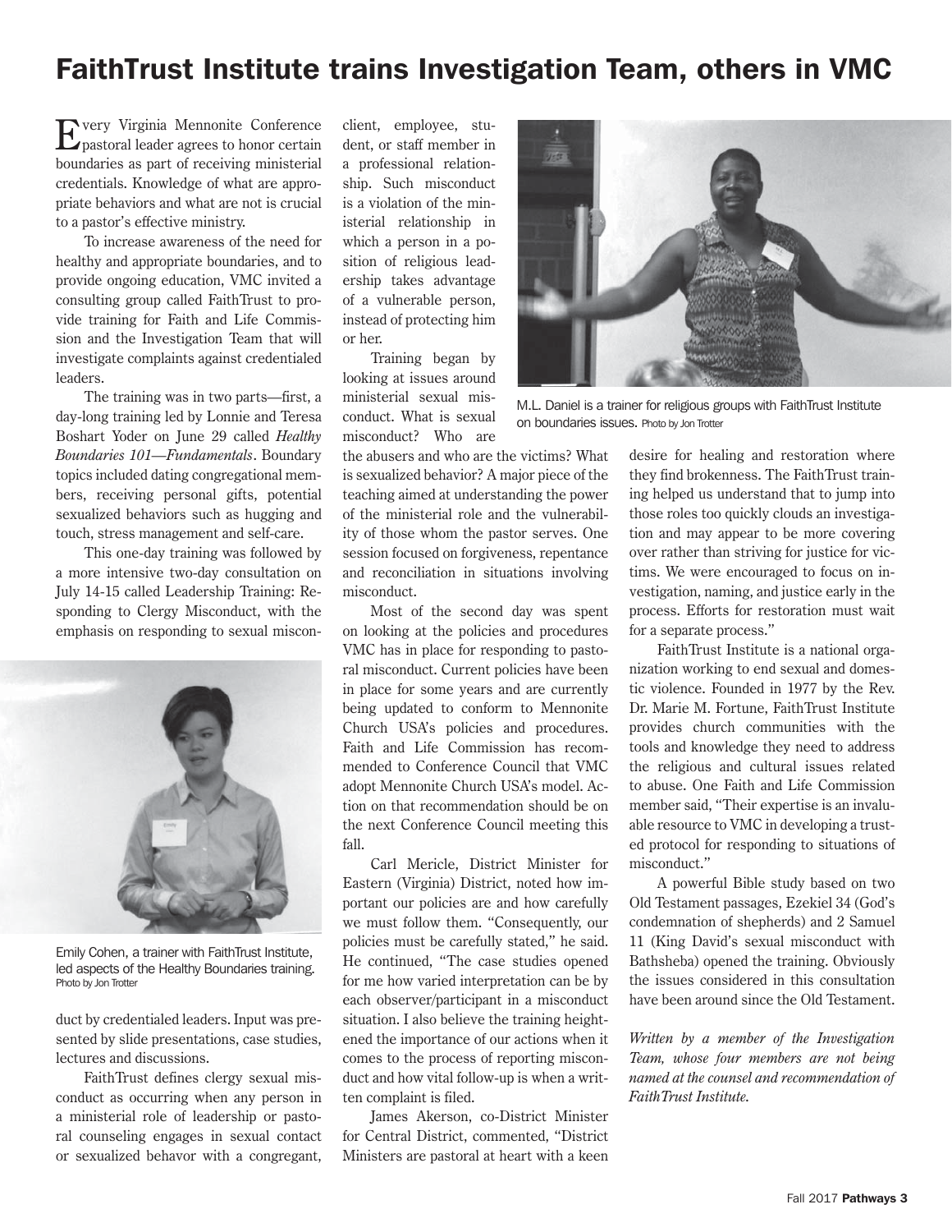# FaithTrust Institute trains Investigation Team, others in VMC

Every Virginia Mennonite Conference pastoral leader agrees to honor certain boundaries as part of receiving ministerial credentials. Knowledge of what are appropriate behaviors and what are not is crucial to a pastor's effective ministry.

To increase awareness of the need for healthy and appropriate boundaries, and to provide ongoing education, VMC invited a consulting group called FaithTrust to provide training for Faith and Life Commission and the Investigation Team that will investigate complaints against credentialed leaders.

The training was in two parts—first, a day-long training led by Lonnie and Teresa Boshart Yoder on June 29 called *Healthy Boundaries 101—Fundamentals*. Boundary topics included dating congregational members, receiving personal gifts, potential sexualized behaviors such as hugging and touch, stress management and self-care.

This one-day training was followed by a more intensive two-day consultation on July 14-15 called Leadership Training: Responding to Clergy Misconduct, with the emphasis on responding to sexual misconduct by credentialed leaders. Input was presented by slide presentations, case studies, lectures and discussions.

Emily Cohen, a trainer with FaithTrust Institute, led aspects of the Healthy Boundaries training. Photo by Jon Trotter

FaithTrust defines clergy sexual misconduct as occurring when any person in a ministerial role of leadership or pastoral counseling engages in sexual contact or sexualized behavor with a congregant, client, employee, student, or staff member in a professional relationship. Such misconduct is a violation of the ministerial relationship in which a person in a position of religious leadership takes advantage of a vulnerable person, instead of protecting him or her.

Training began by looking at issues around ministerial sexual misconduct. What is sexual misconduct? Who are the abusers and who are the victims? What is sexualized behavior? A major piece of the teaching aimed at understanding the power of the ministerial role and the vulnerability of those whom the pastor serves. One session focused on forgiveness, repentance and reconciliation in situations involving misconduct.

M.L. Daniel is a trainer for religious groups with FaithTrust Institute on boundaries issues. Photo by Jon Trotter

Most of the second day was spent on looking at the policies and procedures VMC has in place for responding to pastoral misconduct. Current policies have been in place for some years and are currently being updated to conform to Mennonite Church USA's policies and procedures. Faith and Life Commission has recommended to Conference Council that VMC adopt Mennonite Church USA's model. Action on that recommendation should be on the next Conference Council meeting this fall.

Carl Mericle, District Minister for Eastern (Virginia) District, noted how important our policies are and how carefully we must follow them. "Consequently, our policies must be carefully stated," he said. He continued, "The case studies opened for me how varied interpretation can be by each observer/participant in a misconduct situation. I also believe the training heightened the importance of our actions when it comes to the process of reporting misconduct and how vital follow-up is when a written complaint is filed.

James Akerson, co-District Minister for Central District, commented, "District Ministers are pastoral at heart with a keen desire for healing and restoration where they find brokenness. The FaithTrust training helped us understand that to jump into those roles too quickly clouds an investigation and may appear to be more covering over rather than striving for justice for victims. We were encouraged to focus on investigation, naming, and justice early in the process. Efforts for restoration must wait for a separate process."

FaithTrust Institute is a national organization working to end sexual and domestic violence. Founded in 1977 by the Rev. Dr. Marie M. Fortune, FaithTrust Institute provides church communities with the tools and knowledge they need to address the religious and cultural issues related to abuse. One Faith and Life Commission member said, "Their expertise is an invaluable resource to VMC in developing a trusted protocol for responding to situations of misconduct."

A powerful Bible study based on two Old Testament passages, Ezekiel 34 (God's condemnation of shepherds) and 2 Samuel 11 (King David's sexual misconduct with Bathsheba) opened the training. Obviously the issues considered in this consultation have been around since the Old Testament.

*Written by a member of the Investigation Team, whose four members are not being named at the counsel and recommendation of FaithTrust Institute.*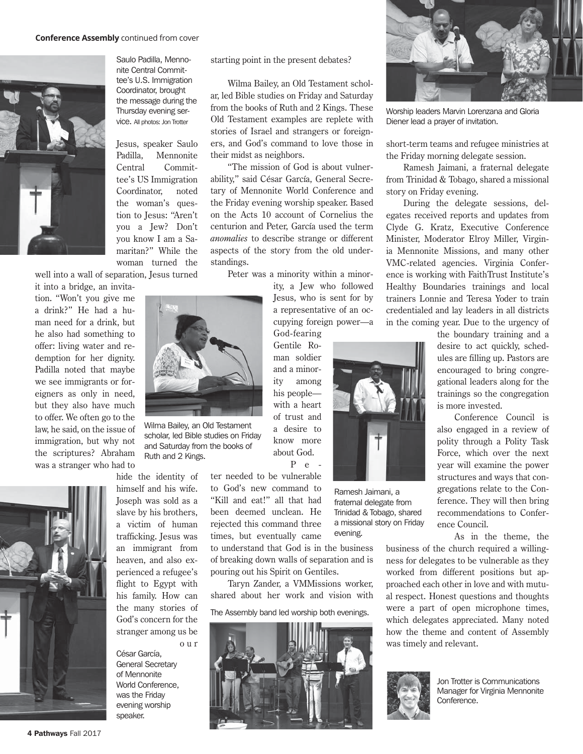**Conference Assembly** continued from cover

Saulo Padilla, Mennonite Central Committee's U.S. Immigration Coordinator, brought the message during the Thursday evening service. All photos: Jon Trotter

Jesus, speaker Saulo Padilla, Mennonite Central Committee's US Immigration Coordinator, noted the woman's question to Jesus: "Aren't you a Jew? Don't you know I am a Samaritan?" While the woman turned the well into a wall of separation, Jesus turned it into a bridge, an invitation. "Won't you give me a drink?" He had a human need for a drink, but he also had something to offer: living water and redemption for her dignity. Padilla noted that maybe we see immigrants or foreigners as only in need, but they also have much to offer. We often go to the law, he said, on the issue of immigration, but why not the scriptures? Abraham was a stranger who had to hide the identity of himself and his wife. Joseph was sold as a slave by his brothers, a victim of human trafficking. Jesus was an immigrant from heaven, and also experienced a refugee's flight to Egypt with his family. How can the many stories of God's concern for the stranger among us be our starting point in the present debates?

Wilma Bailey, an Old Testament scholar, led Bible studies on Friday and Saturday from the books of Ruth and 2 Kings.

César García, General Secretary of Mennonite World Conference, was the Friday evening worship speaker.

Wilma Bailey, an Old Testament scholar, led Bible studies on Friday and Saturday from the books of Ruth and 2 Kings. These Old Testament examples are replete with stories of Israel and strangers or foreigners, and God's command to love those in their midst as neighbors.

"The mission of God is about vulnerability," said César García, General Secretary of Mennonite World Conference and the Friday evening worship speaker. Based on the Acts 10 account of Cornelius the centurion and Peter, García used the term *anomalies* to describe strange or different aspects of the story from the old understandings.

Peter was a minority within a minority, a Jew who followed Jesus, who is sent for by a representative of an occupying foreign power—a God-fearing Gentile Roman soldier and a minority among his people—with a heart of trust and a desire to know more about God.

Peter needed to be vulnerable to God's new command to "Kill and eat!" all that had been deemed unclean. He rejected this command three times, but eventually came to understand that God is in the business of breaking down walls of separation and is pouring out his Spirit on Gentiles.

Taryn Zander, a VMMissions worker, shared about her work and vision with short-term teams and refugee ministries at the Friday morning delegate session.

The Assembly band led worship both evenings.

Worship leaders Marvin Lorenzana and Gloria Diener lead a prayer of invitation.

Ramesh Jaimani, a fraternal delegate from Trinidad & Tobago, shared a missional story on Friday evening.

Ramesh Jaimani, a fraternal delegate from Trinidad & Tobago, shared a missional story on Friday evening.

During the delegate sessions, delegates received reports and updates from Clyde G. Kratz, Executive Conference Minister, Moderator Elroy Miller, Virginia Mennonite Missions, and many other VMC-related agencies. Virginia Conference is working with FaithTrust Institute's Healthy Boundaries trainings and local trainers Lonnie and Teresa Yoder to train credentialed and lay leaders in all districts in the coming year. Due to the urgency of the boundary training and a desire to act quickly, schedules are filling up. Pastors are encouraged to bring congregational leaders along for the trainings so the congregation is more invested.

Conference Council is also engaged in a review of polity through a Polity Task Force, which over the next year will examine the power structures and ways that congregations relate to the Conference. They will then bring recommendations to Conference Council.

As in the theme, the business of the church required a willingness for delegates to be vulnerable as they worked from different positions but approached each other in love and with mutual respect. Honest questions and thoughts were a part of open microphone times, which delegates appreciated. Many noted how the theme and content of Assembly was timely and relevant.

Jon Trotter is Communications Manager for Virginia Mennonite Conference.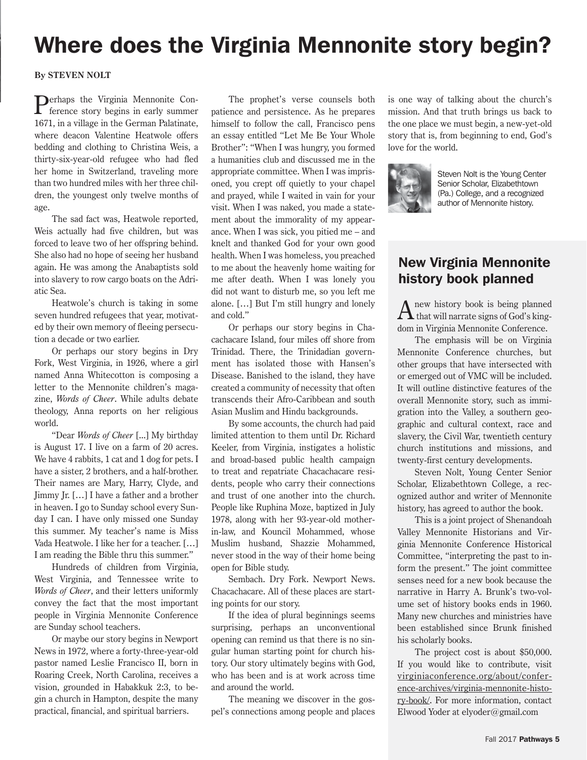# Where does the Virginia Mennonite story begin?

**By STEVEN NOLT**

Perhaps the Virginia Mennonite Conference story begins in early summer 1671, in a village in the German Palatinate, where deacon Valentine Heatwole offers bedding and clothing to Christina Weis, a thirty-six-year-old refugee who had fled her home in Switzerland, traveling more than two hundred miles with her three children, the youngest only twelve months of age.

The sad fact was, Heatwole reported, Weis actually had five children, but was forced to leave two of her offspring behind. She also had no hope of seeing her husband again. He was among the Anabaptists sold into slavery to row cargo boats on the Adriatic Sea.

Heatwole's church is taking in some seven hundred refugees that year, motivated by their own memory of fleeing persecution a decade or two earlier.

Or perhaps our story begins in Dry Fork, West Virginia, in 1926, where a girl named Anna Whitecotton is composing a letter to the Mennonite children's magazine, *Words of Cheer*. While adults debate theology, Anna reports on her religious world.

"Dear *Words of Cheer* [...] My birthday is August 17. I live on a farm of 20 acres. We have 4 rabbits, 1 cat and 1 dog for pets. I have a sister, 2 brothers, and a half-brother. Their names are Mary, Harry, Clyde, and Jimmy Jr. […] I have a father and a brother in heaven. I go to Sunday school every Sunday I can. I have only missed one Sunday this summer. My teacher's name is Miss Vada Heatwole. I like her for a teacher. […] I am reading the Bible thru this summer."

Hundreds of children from Virginia, West Virginia, and Tennessee write to *Words of Cheer*, and their letters uniformly convey the fact that the most important people in Virginia Mennonite Conference are Sunday school teachers.

Or maybe our story begins in Newport News in 1972, where a forty-three-year-old pastor named Leslie Francisco II, born in Roaring Creek, North Carolina, receives a vision, grounded in Habakkuk 2:3, to begin a church in Hampton, despite the many practical, financial, and spiritual barriers.

The prophet's verse counsels both patience and persistence. As he prepares himself to follow the call, Francisco pens an essay entitled "Let Me Be Your Whole Brother": "When I was hungry, you formed a humanities club and discussed me in the appropriate committee. When I was imprisoned, you crept off quietly to your chapel and prayed, while I waited in vain for your visit. When I was naked, you made a statement about the immorality of my appearance. When I was sick, you pitied me – and knelt and thanked God for your own good health. When I was homeless, you preached to me about the heavenly home waiting for me after death. When I was lonely you did not want to disturb me, so you left me alone. […] But I'm still hungry and lonely and cold."

Or perhaps our story begins in Chacachacare Island, four miles off shore from Trinidad. There, the Trinidadian government has isolated those with Hansen's Disease. Banished to the island, they have created a community of necessity that often transcends their Afro-Caribbean and south Asian Muslim and Hindu backgrounds.

By some accounts, the church had paid limited attention to them until Dr. Richard Keeler, from Virginia, instigates a holistic and broad-based public health campaign to treat and repatriate Chacachacare residents, people who carry their connections and trust of one another into the church. People like Ruphina Moze, baptized in July 1978, along with her 93-year-old mother-in-law, and Kouncil Mohammed, whose Muslim husband, Shazzie Mohammed, never stood in the way of their home being open for Bible study.

Sembach. Dry Fork. Newport News. Chacachacare. All of these places are starting points for our story.

If the idea of plural beginnings seems surprising, perhaps an unconventional opening can remind us that there is no singular human starting point for church history. Our story ultimately begins with God, who has been and is at work across time and around the world.

The meaning we discover in the gospel's connections among people and places is one way of talking about the church's mission. And that truth brings us back to the one place we must begin, a new-yet-old story that is, from beginning to end, God's love for the world.

Steven Nolt is the Young Center Senior Scholar, Elizabethtown (Pa.) College, and a recognized author of Mennonite history.

## New Virginia Mennonite history book planned

A new history book is being planned that will narrate signs of God's kingdom in Virginia Mennonite Conference.

The emphasis will be on Virginia Mennonite Conference churches, but other groups that have intersected with or emerged out of VMC will be included. It will outline distinctive features of the overall Mennonite story, such as immigration into the Valley, a southern geographic and cultural context, race and slavery, the Civil War, twentieth century church institutions and missions, and twenty-first century developments.

Steven Nolt, Young Center Senior Scholar, Elizabethtown College, a recognized author and writer of Mennonite history, has agreed to author the book.

This is a joint project of Shenandoah Valley Mennonite Historians and Virginia Mennonite Conference Historical Committee, "interpreting the past to inform the present." The joint committee senses need for a new book because the narrative in Harry A. Brunk's two-volume set of history books ends in 1960. Many new churches and ministries have been established since Brunk finished his scholarly books.

The project cost is about $50,000. If you would like to contribute, visit virginiaconference.org/about/conference-archives/virginia-mennonite-history-book/. For more information, contact Elwood Yoder at elyoder@gmail.com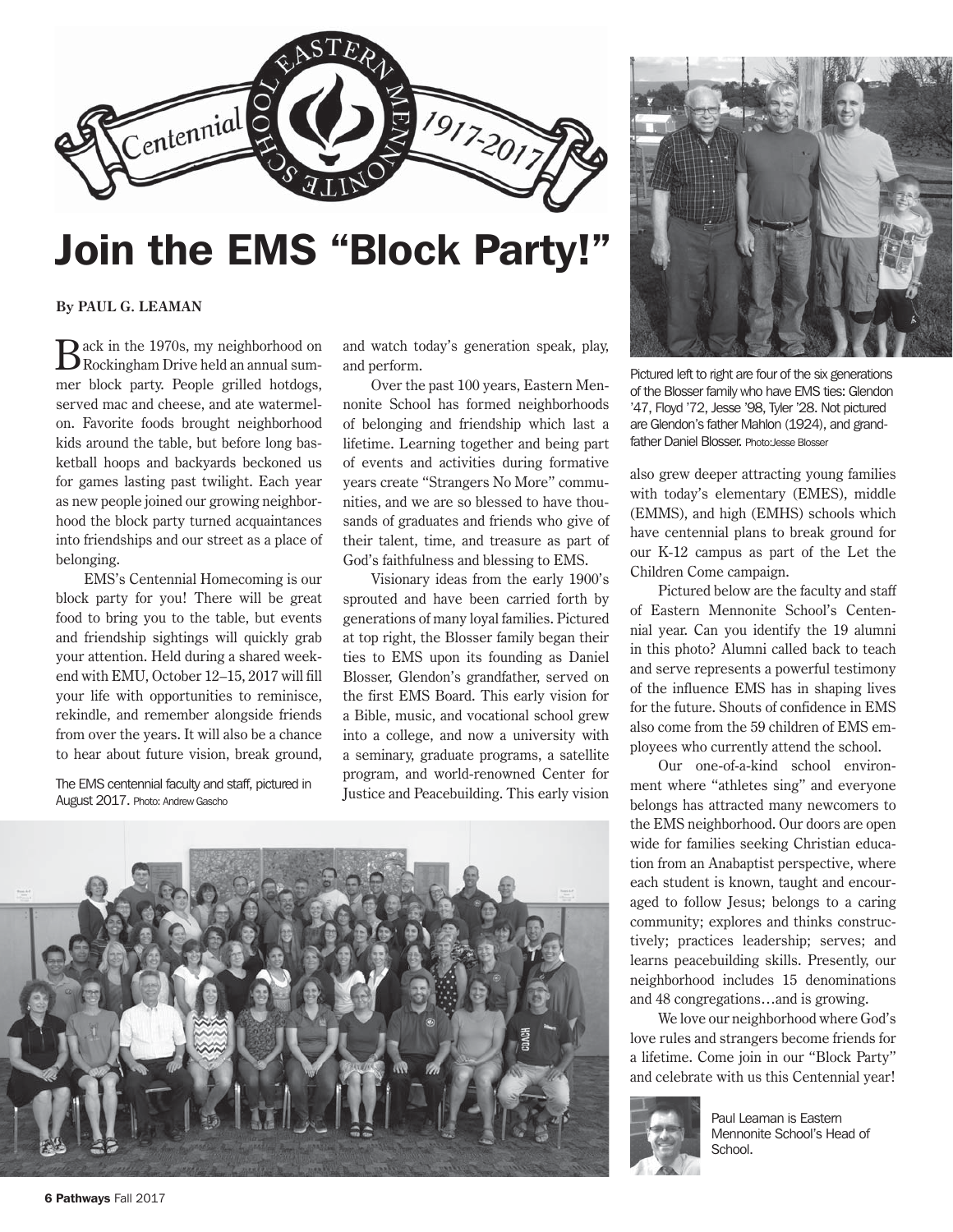# Join the EMS "Block Party!"

**By PAUL G. LEAMAN**

Back in the 1970s, my neighborhood on Rockingham Drive held an annual summer block party. People grilled hotdogs, served mac and cheese, and ate watermelon. Favorite foods brought neighborhood kids around the table, but before long basketball hoops and backyards beckoned us for games lasting past twilight. Each year as new people joined our growing neighborhood the block party turned acquaintances into friendships and our street as a place of belonging.

EMS's Centennial Homecoming is our block party for you! There will be great food to bring you to the table, but events and friendship sightings will quickly grab your attention. Held during a shared weekend with EMU, October 12–15, 2017 will fill your life with opportunities to reminisce, rekindle, and remember alongside friends from over the years. It will also be a chance to hear about future vision, break ground, and watch today's generation speak, play, and perform.

Over the past 100 years, Eastern Mennonite School has formed neighborhoods of belonging and friendship which last a lifetime. Learning together and being part of events and activities during formative years create "Strangers No More" communities, and we are so blessed to have thousands of graduates and friends who give of their talent, time, and treasure as part of God's faithfulness and blessing to EMS.

Visionary ideas from the early 1900's sprouted and have been carried forth by generations of many loyal families. Pictured at top right, the Blosser family began their ties to EMS upon its founding as Daniel Blosser, Glendon's grandfather, served on the first EMS Board. This early vision for a Bible, music, and vocational school grew into a college, and now a university with a seminary, graduate programs, a satellite program, and world-renowned Center for Justice and Peacebuilding. This early vision also grew deeper attracting young families with today's elementary (EMES), middle (EMMS), and high (EMHS) schools which have centennial plans to break ground for our K-12 campus as part of the Let the Children Come campaign.

Pictured left to right are four of the six generations of the Blosser family who have EMS ties: Glendon '47, Floyd '72, Jesse '98, Tyler '28. Not pictured are Glendon's father Mahlon (1924), and grandfather Daniel Blosser. Photo:Jesse Blosser

Pictured below are the faculty and staff of Eastern Mennonite School's Centennial year. Can you identify the 19 alumni in this photo? Alumni called back to teach and serve represents a powerful testimony of the influence EMS has in shaping lives for the future. Shouts of confidence in EMS also come from the 59 children of EMS employees who currently attend the school.

Our one-of-a-kind school environment where "athletes sing" and everyone belongs has attracted many newcomers to the EMS neighborhood. Our doors are open wide for families seeking Christian education from an Anabaptist perspective, where each student is known, taught and encouraged to follow Jesus; belongs to a caring community; explores and thinks constructively; practices leadership; serves; and learns peacebuilding skills. Presently, our neighborhood includes 15 denominations and 48 congregations…and is growing.

We love our neighborhood where God's love rules and strangers become friends for a lifetime. Come join in our "Block Party" and celebrate with us this Centennial year!

The EMS centennial faculty and staff, pictured in August 2017. Photo: Andrew Gascho

Paul Leaman is Eastern Mennonite School's Head of School.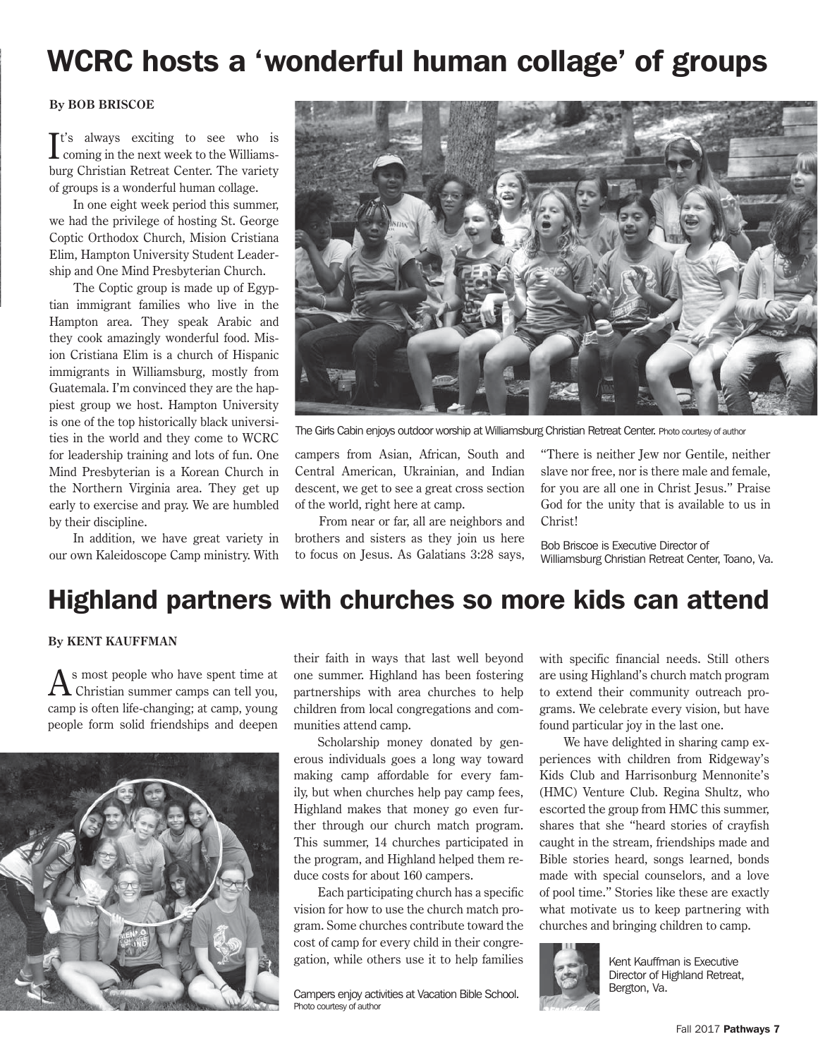# WCRC hosts a 'wonderful human collage' of groups

**By BOB BRISCOE**

It's always exciting to see who is coming in the next week to the Williamsburg Christian Retreat Center. The variety of groups is a wonderful human collage.

In one eight week period this summer, we had the privilege of hosting St. George Coptic Orthodox Church, Mision Cristiana Elim, Hampton University Student Leadership and One Mind Presbyterian Church.

The Coptic group is made up of Egyptian immigrant families who live in the Hampton area. They speak Arabic and they cook amazingly wonderful food. Mision Cristiana Elim is a church of Hispanic immigrants in Williamsburg, mostly from Guatemala. I'm convinced they are the happiest group we host. Hampton University is one of the top historically black universities in the world and they come to WCRC for leadership training and lots of fun. One Mind Presbyterian is a Korean Church in the Northern Virginia area. They get up early to exercise and pray. We are humbled by their discipline.

In addition, we have great variety in our own Kaleidoscope Camp ministry. With campers from Asian, African, South and Central American, Ukrainian, and Indian descent, we get to see a great cross section of the world, right here at camp.

From near or far, all are neighbors and brothers and sisters as they join us here to focus on Jesus. As Galatians 3:28 says, "There is neither Jew nor Gentile, neither slave nor free, nor is there male and female, for you are all one in Christ Jesus." Praise God for the unity that is available to us in Christ!

The Girls Cabin enjoys outdoor worship at Williamsburg Christian Retreat Center. Photo courtesy of author

Bob Briscoe is Executive Director of Williamsburg Christian Retreat Center, Toano, Va.

# Highland partners with churches so more kids can attend

**By KENT KAUFFMAN**

As most people who have spent time at Christian summer camps can tell you, camp is often life-changing; at camp, young people form solid friendships and deepen their faith in ways that last well beyond one summer. Highland has been fostering partnerships with area churches to help children from local congregations and communities attend camp.

Scholarship money donated by generous individuals goes a long way toward making camp affordable for every family, but when churches help pay camp fees, Highland makes that money go even further through our church match program. This summer, 14 churches participated in the program, and Highland helped them reduce costs for about 160 campers.

Each participating church has a specific vision for how to use the church match program. Some churches contribute toward the cost of camp for every child in their congregation, while others use it to help families with specific financial needs. Still others are using Highland's church match program to extend their community outreach programs. We celebrate every vision, but have found particular joy in the last one.

We have delighted in sharing camp experiences with children from Ridgeway's Kids Club and Harrisonburg Mennonite's (HMC) Venture Club. Regina Shultz, who escorted the group from HMC this summer, shares that she "heard stories of crayfish caught in the stream, friendships made and Bible stories heard, songs learned, bonds made with special counselors, and a love of pool time." Stories like these are exactly what motivate us to keep partnering with churches and bringing children to camp.

Campers enjoy activities at Vacation Bible School. Photo courtesy of author

Kent Kauffman is Executive Director of Highland Retreat, Bergton, Va.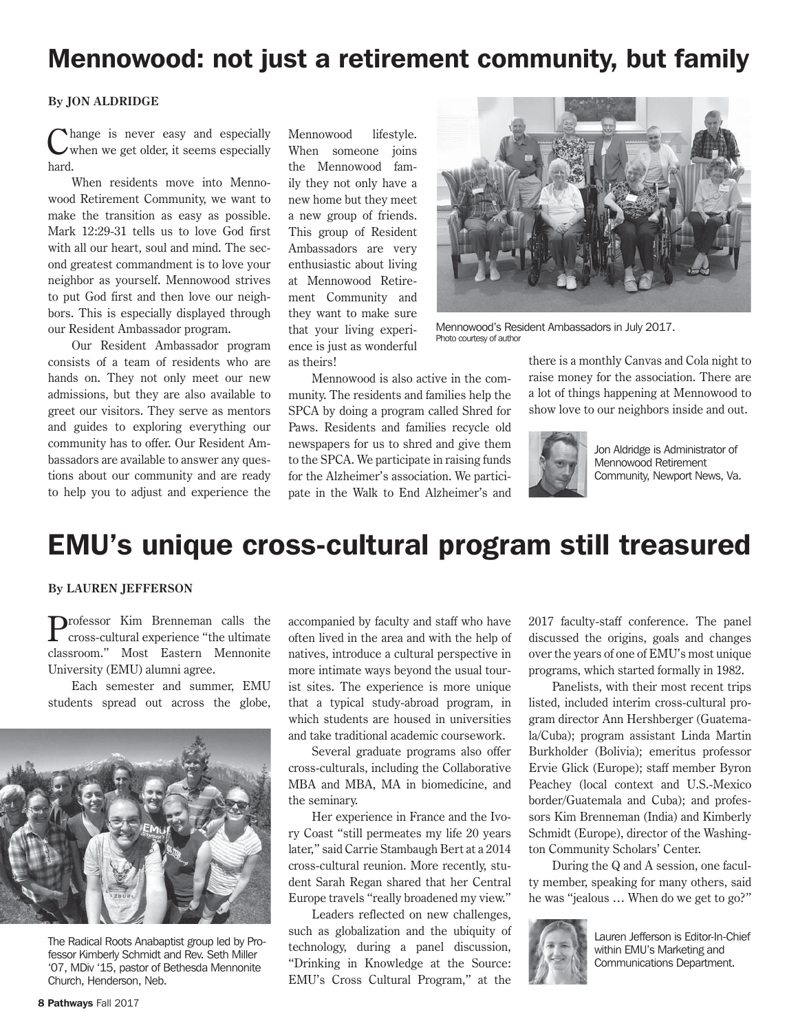# Mennowood: not just a retirement community, but family

**By JON ALDRIDGE**

Change is never easy and especially when we get older, it seems especially hard.

When residents move into Mennowood Retirement Community, we want to make the transition as easy as possible. Mark 12:29-31 tells us to love God first with all our heart, soul and mind. The second greatest commandment is to love your neighbor as yourself. Mennowood strives to put God first and then love our neighbors. This is especially displayed through our Resident Ambassador program.

Our Resident Ambassador program consists of a team of residents who are hands on. They not only meet our new admissions, but they are also available to greet our visitors. They serve as mentors and guides to exploring everything our community has to offer. Our Resident Ambassadors are available to answer any questions about our community and are ready to help you to adjust and experience the Mennowood lifestyle. When someone joins the Mennowood family they not only have a new home but they meet a new group of friends. This group of Resident Ambassadors are very enthusiastic about living at Mennowood Retirement Community and they want to make sure that your living experience is just as wonderful as theirs!

Mennowood's Resident Ambassadors in July 2017. Photo courtesy of author

Mennowood is also active in the community. The residents and families help the SPCA by doing a program called Shred for Paws. Residents and families recycle old newspapers for us to shred and give them to the SPCA. We participate in raising funds for the Alzheimer's association. We participate in the Walk to End Alzheimer's and there is a monthly Canvas and Cola night to raise money for the association. There are a lot of things happening at Mennowood to show love to our neighbors inside and out.

Jon Aldridge is Administrator of Mennowood Retirement Community, Newport News, Va.

# EMU's unique cross-cultural program still treasured

**By LAUREN JEFFERSON**

Professor Kim Brenneman calls the cross-cultural experience "the ultimate classroom." Most Eastern Mennonite University (EMU) alumni agree.

Each semester and summer, EMU students spread out across the globe, accompanied by faculty and staff who have often lived in the area and with the help of natives, introduce a cultural perspective in more intimate ways beyond the usual tourist sites. The experience is more unique that a typical study-abroad program, in which students are housed in universities and take traditional academic coursework.

The Radical Roots Anabaptist group led by Professor Kimberly Schmidt and Rev. Seth Miller '07, MDiv '15, pastor of Bethesda Mennonite Church, Henderson, Neb.

Several graduate programs also offer cross-culturals, including the Collaborative MBA and MBA, MA in biomedicine, and the seminary.

Her experience in France and the Ivory Coast "still permeates my life 20 years later," said Carrie Stambaugh Bert at a 2014 cross-cultural reunion. More recently, student Sarah Regan shared that her Central Europe travels "really broadened my view."

Leaders reflected on new challenges, such as globalization and the ubiquity of technology, during a panel discussion, "Drinking in Knowledge at the Source: EMU's Cross Cultural Program," at the 2017 faculty-staff conference. The panel discussed the origins, goals and changes over the years of one of EMU's most unique programs, which started formally in 1982.

Panelists, with their most recent trips listed, included interim cross-cultural program director Ann Hershberger (Guatemala/Cuba); program assistant Linda Martin Burkholder (Bolivia); emeritus professor Ervie Glick (Europe); staff member Byron Peachey (local context and U.S.-Mexico border/Guatemala and Cuba); and professors Kim Brenneman (India) and Kimberly Schmidt (Europe), director of the Washington Community Scholars' Center.

During the Q and A session, one faculty member, speaking for many others, said he was "jealous … When do we get to go?"

Lauren Jefferson is Editor-In-Chief within EMU's Marketing and Communications Department.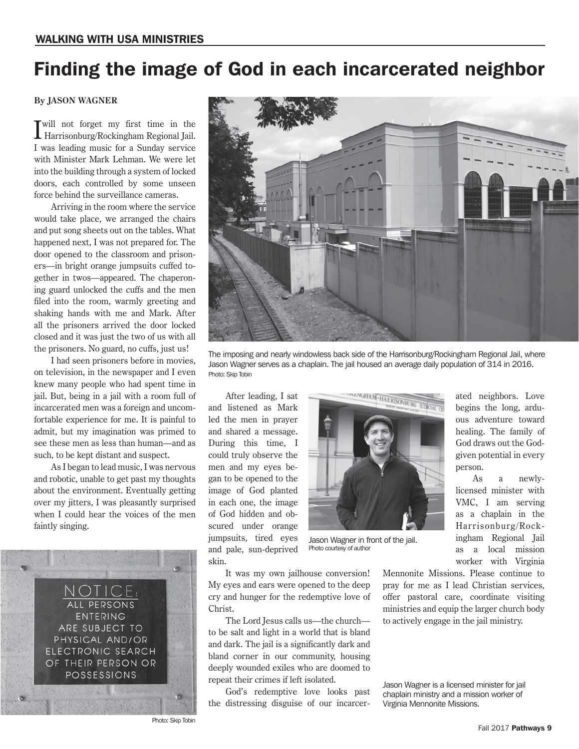WALKING WITH USA MINISTRIES

# Finding the image of God in each incarcerated neighbor

**By JASON WAGNER**

I will not forget my first time in the Harrisonburg/Rockingham Regional Jail. I was leading music for a Sunday service with Minister Mark Lehman. We were let into the building through a system of locked doors, each controlled by some unseen force behind the surveillance cameras.

Arriving in the room where the service would take place, we arranged the chairs and put song sheets out on the tables. What happened next, I was not prepared for. The door opened to the classroom and prisoners—in bright orange jumpsuits cuffed together in twos—appeared. The chaperoning guard unlocked the cuffs and the men filed into the room, warmly greeting and shaking hands with me and Mark. After all the prisoners arrived the door locked closed and it was just the two of us with all the prisoners. No guard, no cuffs, just us!

I had seen prisoners before in movies, on television, in the newspaper and I even knew many people who had spent time in jail. But, being in a jail with a room full of incarcerated men was a foreign and uncomfortable experience for me. It is painful to admit, but my imagination was primed to see these men as less than human—and as such, to be kept distant and suspect.

As I began to lead music, I was nervous and robotic, unable to get past my thoughts about the environment. Eventually getting over my jitters, I was pleasantly surprised when I could hear the voices of the men faintly singing.

The imposing and nearly windowless back side of the Harrisonburg/Rockingham Regional Jail, where Jason Wagner serves as a chaplain. The jail housed an average daily population of 314 in 2016. Photo: Skip Tobin

Photo: Skip Tobin

After leading, I sat and listened as Mark led the men in prayer and shared a message. During this time, I could truly observe the men and my eyes began to be opened to the image of God planted in each one, the image of God hidden and obscured under orange jumpsuits, tired eyes and pale, sun-deprived skin.

Jason Wagner in front of the jail. Photo courtesy of author

It was my own jailhouse conversion! My eyes and ears were opened to the deep cry and hunger for the redemptive love of Christ.

The Lord Jesus calls us—the church—to be salt and light in a world that is bland and dark. The jail is a significantly dark and bland corner in our community, housing deeply wounded exiles who are doomed to repeat their crimes if left isolated.

God's redemptive love looks past the distressing disguise of our incarcerated neighbors. Love begins the long, arduous adventure toward healing. The family of God draws out the God-given potential in every person.

As a newly-licensed minister with VMC, I am serving as a chaplain in the Harrisonburg/Rockingham Regional Jail as a local mission worker with Virginia Mennonite Missions. Please continue to pray for me as I lead Christian services, offer pastoral care, coordinate visiting ministries and equip the larger church body to actively engage in the jail ministry.

Jason Wagner is a licensed minister for jail chaplain ministry and a mission worker of Virginia Mennonite Missions.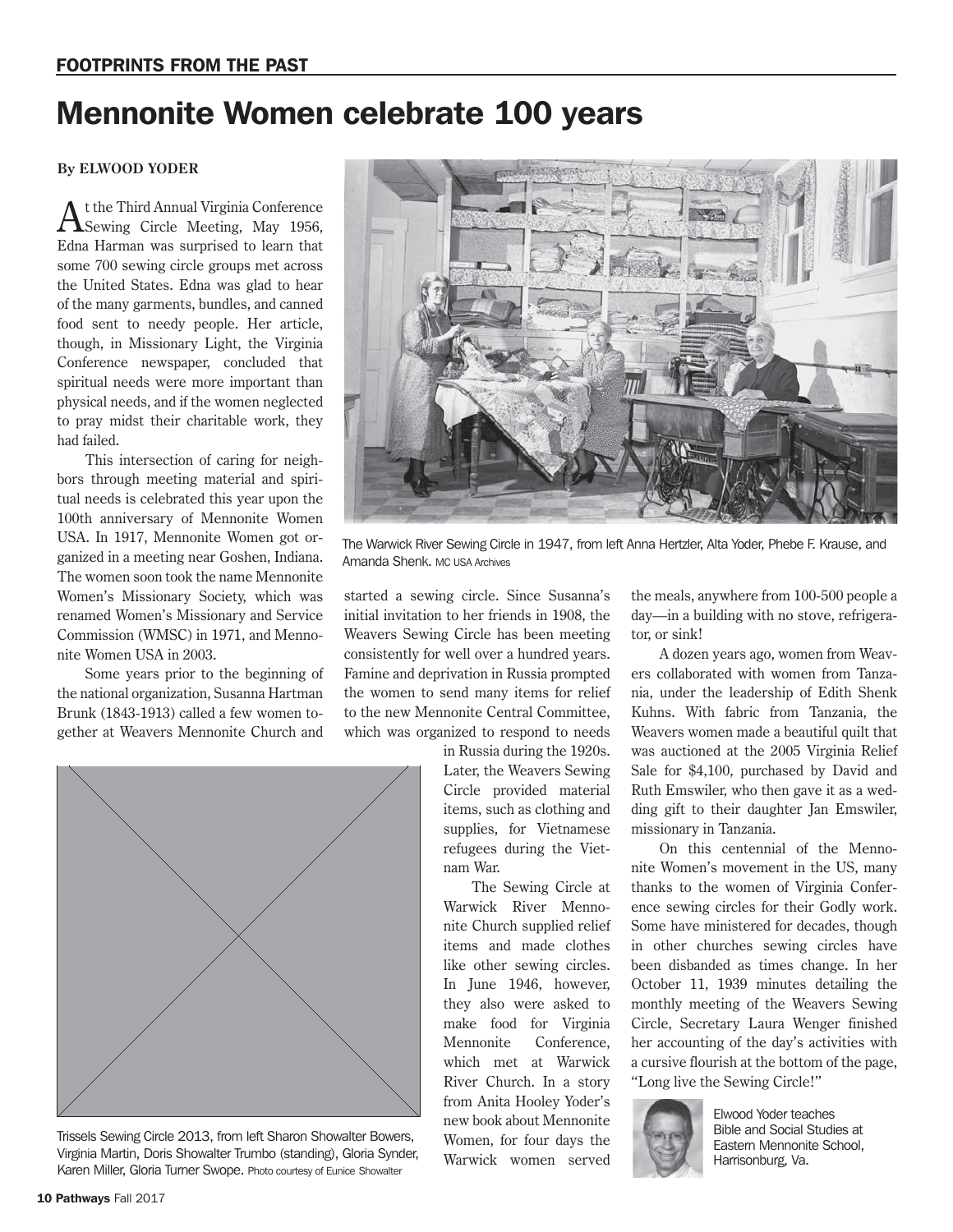## FOOTPRINTS FROM THE PAST

# Mennonite Women celebrate 100 years

**By ELWOOD YODER**

At the Third Annual Virginia Conference Sewing Circle Meeting, May 1956, Edna Harman was surprised to learn that some 700 sewing circle groups met across the United States. Edna was glad to hear of the many garments, bundles, and canned food sent to needy people. Her article, though, in Missionary Light, the Virginia Conference newspaper, concluded that spiritual needs were more important than physical needs, and if the women neglected to pray midst their charitable work, they had failed.

This intersection of caring for neighbors through meeting material and spiritual needs is celebrated this year upon the 100th anniversary of Mennonite Women USA. In 1917, Mennonite Women got organized in a meeting near Goshen, Indiana. The women soon took the name Mennonite Women's Missionary Society, which was renamed Women's Missionary and Service Commission (WMSC) in 1971, and Mennonite Women USA in 2003.

Some years prior to the beginning of the national organization, Susanna Hartman Brunk (1843-1913) called a few women together at Weavers Mennonite Church and started a sewing circle. Since Susanna's initial invitation to her friends in 1908, the Weavers Sewing Circle has been meeting consistently for well over a hundred years. Famine and deprivation in Russia prompted the women to send many items for relief to the new Mennonite Central Committee, which was organized to respond to needs in Russia during the 1920s. Later, the Weavers Sewing Circle provided material items, such as clothing and supplies, for Vietnamese refugees during the Vietnam War.

The Sewing Circle at Warwick River Mennonite Church supplied relief items and made clothes like other sewing circles. In June 1946, however, they also were asked to make food for Virginia Mennonite Conference, which met at Warwick River Church. In a story from Anita Hooley Yoder's new book about Mennonite Women, for four days the Warwick women served the meals, anywhere from 100-500 people a day—in a building with no stove, refrigerator, or sink!

A dozen years ago, women from Weavers collaborated with women from Tanzania, under the leadership of Edith Shenk Kuhns. With fabric from Tanzania, the Weavers women made a beautiful quilt that was auctioned at the 2005 Virginia Relief Sale for $4,100, purchased by David and Ruth Emswiler, who then gave it as a wedding gift to their daughter Jan Emswiler, missionary in Tanzania.

On this centennial of the Mennonite Women's movement in the US, many thanks to the women of Virginia Conference sewing circles for their Godly work. Some have ministered for decades, though in other churches sewing circles have been disbanded as times change. In her October 11, 1939 minutes detailing the monthly meeting of the Weavers Sewing Circle, Secretary Laura Wenger finished her accounting of the day's activities with a cursive flourish at the bottom of the page, "Long live the Sewing Circle!"

The Warwick River Sewing Circle in 1947, from left Anna Hertzler, Alta Yoder, Phebe F. Krause, and Amanda Shenk. MC USA Archives

Trissels Sewing Circle 2013, from left Sharon Showalter Bowers, Virginia Martin, Doris Showalter Trumbo (standing), Gloria Synder, Karen Miller, Gloria Turner Swope. Photo courtesy of Eunice Showalter

Elwood Yoder teaches Bible and Social Studies at Eastern Mennonite School, Harrisonburg, Va.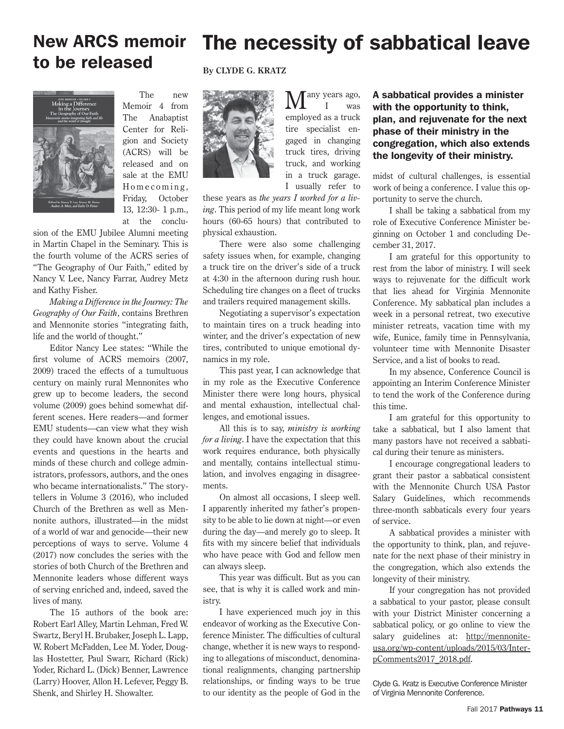# New ARCS memoir to be released

The new Memoir 4 from The Anabaptist Center for Religion and Society (ACRS) will be released and on sale at the EMU Homecoming, Friday, October 13, 12:30- 1 p.m., at the conclusion of the EMU Jubilee Alumni meeting in Martin Chapel in the Seminary. This is the fourth volume of the ACRS series of "The Geography of Our Faith," edited by Nancy V. Lee, Nancy Farrar, Audrey Metz and Kathy Fisher.

*Making a Difference in the Journey: The Geography of Our Faith*, contains Brethren and Mennonite stories "integrating faith, life and the world of thought."

Editor Nancy Lee states: "While the first volume of ACRS memoirs (2007, 2009) traced the effects of a tumultuous century on mainly rural Mennonites who grew up to become leaders, the second volume (2009) goes behind somewhat different scenes. Here readers—and former EMU students—can view what they wish they could have known about the crucial events and questions in the hearts and minds of these church and college administrators, professors, authors, and the ones who became internationalists." The storytellers in Volume 3 (2016), who included Church of the Brethren as well as Mennonite authors, illustrated—in the midst of a world of war and genocide—their new perceptions of ways to serve. Volume 4 (2017) now concludes the series with the stories of both Church of the Brethren and Mennonite leaders whose different ways of serving enriched and, indeed, saved the lives of many.

The 15 authors of the book are: Robert Earl Alley, Martin Lehman, Fred W. Swartz, Beryl H. Brubaker, Joseph L. Lapp, W. Robert McFadden, Lee M. Yoder, Douglas Hostetter, Paul Swarr, Richard (Rick) Yoder, Richard L. (Dick) Benner, Lawrence (Larry) Hoover, Allon H. Lefever, Peggy B. Shenk, and Shirley H. Showalter.

# The necessity of sabbatical leave

**By CLYDE G. KRATZ**

Many years ago, I was employed as a truck tire specialist engaged in changing truck tires, driving truck, and working in a truck garage. I usually refer to these years as *the years I worked for a living*. This period of my life meant long work hours (60-65 hours) that contributed to physical exhaustion.

There were also some challenging safety issues when, for example, changing a truck tire on the driver's side of a truck at 4:30 in the afternoon during rush hour. Scheduling tire changes on a fleet of trucks and trailers required management skills.

Negotiating a supervisor's expectation to maintain tires on a truck heading into winter, and the driver's expectation of new tires, contributed to unique emotional dynamics in my role.

This past year, I can acknowledge that in my role as the Executive Conference Minister there were long hours, physical and mental exhaustion, intellectual challenges, and emotional issues.

All this is to say, *ministry is working for a living*. I have the expectation that this work requires endurance, both physically and mentally, contains intellectual stimulation, and involves engaging in disagreements.

On almost all occasions, I sleep well. I apparently inherited my father's propensity to be able to lie down at night—or even during the day—and merely go to sleep. It fits with my sincere belief that individuals who have peace with God and fellow men can always sleep.

This year was difficult. But as you can see, that is why it is called work and ministry.

I have experienced much joy in this endeavor of working as the Executive Conference Minister. The difficulties of cultural change, whether it is new ways to responding to allegations of misconduct, denominational realignments, changing partnership relationships, or finding ways to be true to our identity as the people of God in the midst of cultural challenges, is essential work of being a conference. I value this opportunity to serve the church.

**A sabbatical provides a minister with the opportunity to think, plan, and rejuvenate for the next phase of their ministry in the congregation, which also extends the longevity of their ministry.**

I shall be taking a sabbatical from my role of Executive Conference Minister beginning on October 1 and concluding December 31, 2017.

I am grateful for this opportunity to rest from the labor of ministry. I will seek ways to rejuvenate for the difficult work that lies ahead for Virginia Mennonite Conference. My sabbatical plan includes a week in a personal retreat, two executive minister retreats, vacation time with my wife, Eunice, family time in Pennsylvania, volunteer time with Mennonite Disaster Service, and a list of books to read.

In my absence, Conference Council is appointing an Interim Conference Minister to tend the work of the Conference during this time.

I am grateful for this opportunity to take a sabbatical, but I also lament that many pastors have not received a sabbatical during their tenure as ministers.

I encourage congregational leaders to grant their pastor a sabbatical consistent with the Mennonite Church USA Pastor Salary Guidelines, which recommends three-month sabbaticals every four years of service.

A sabbatical provides a minister with the opportunity to think, plan, and rejuvenate for the next phase of their ministry in the congregation, which also extends the longevity of their ministry.

If your congregation has not provided a sabbatical to your pastor, please consult with your District Minister concerning a sabbatical policy, or go online to view the salary guidelines at: http://mennoniteusa.org/wp-content/uploads/2015/03/InterpComments2017_2018.pdf.

Clyde G. Kratz is Executive Conference Minister of Virginia Mennonite Conference.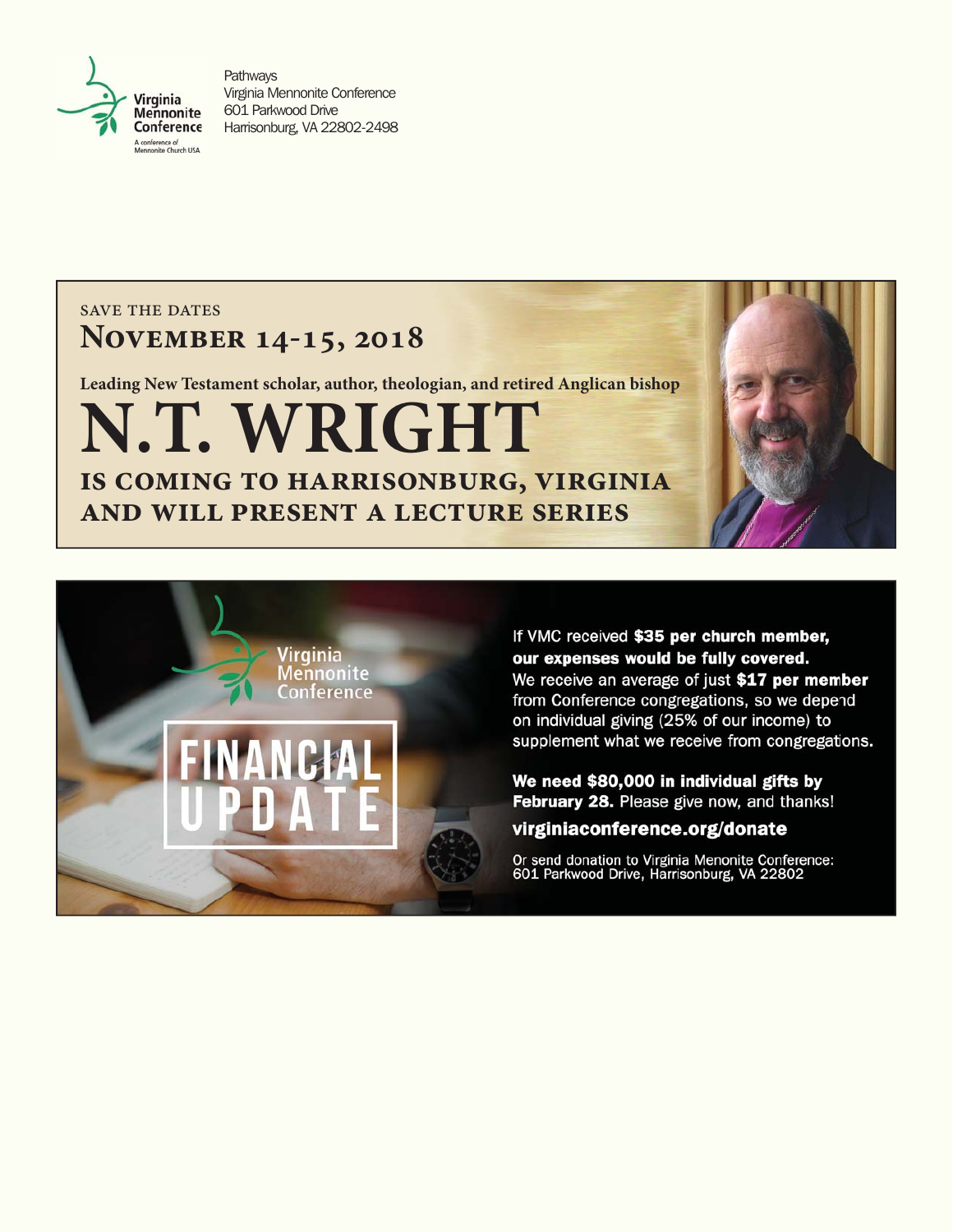Virginia Mennonite Conference

A conference of Mennonite Church USA

Pathways
Virginia Mennonite Conference
601 Parkwood Drive
Harrisonburg, VA 22802-2498

SAVE THE DATES

## NOVEMBER 14-15, 2018

**Leading New Testament scholar, author, theologian, and retired Anglican bishop**

# N.T. WRIGHT

## IS COMING TO HARRISONBURG, VIRGINIA AND WILL PRESENT A LECTURE SERIES

Virginia Mennonite Conference

# FINANCIAL UPDATE

If VMC received **$35 per church member, our expenses would be fully covered.** We receive an average of just **$17 per member** from Conference congregations, so we depend on individual giving (25% of our income) to supplement what we receive from congregations.

**We need $80,000 in individual gifts by February 28.** Please give now, and thanks!

**virginiaconference.org/donate**

Or send donation to Virginia Menonite Conference: 601 Parkwood Drive, Harrisonburg, VA 22802